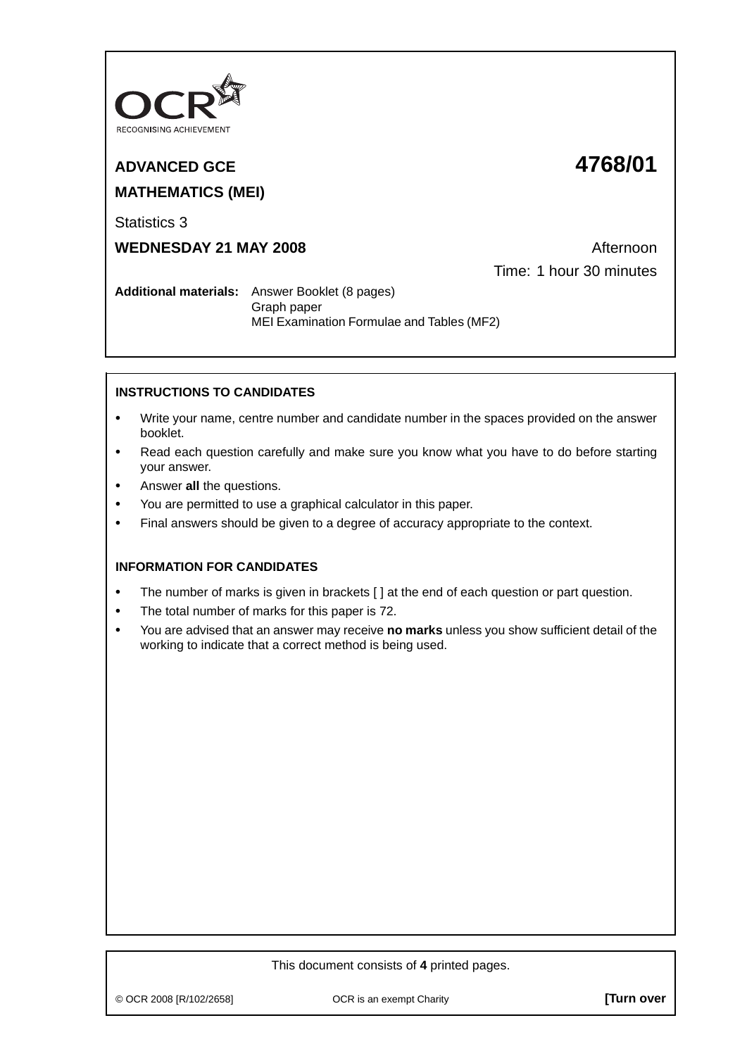OCR
RECOGNISING ACHIEVEMENT

# ADVANCED GCE 4768/01

## MATHEMATICS (MEI)

Statistics 3

**WEDNESDAY 21 MAY 2008** Afternoon

Time: 1 hour 30 minutes

**Additional materials:** Answer Booklet (8 pages)
Graph paper
MEI Examination Formulae and Tables (MF2)

**INSTRUCTIONS TO CANDIDATES**

- Write your name, centre number and candidate number in the spaces provided on the answer booklet.
- Read each question carefully and make sure you know what you have to do before starting your answer.
- Answer **all** the questions.
- You are permitted to use a graphical calculator in this paper.
- Final answers should be given to a degree of accuracy appropriate to the context.

**INFORMATION FOR CANDIDATES**

- The number of marks is given in brackets [ ] at the end of each question or part question.
- The total number of marks for this paper is 72.
- You are advised that an answer may receive **no marks** unless you show sufficient detail of the working to indicate that a correct method is being used.

This document consists of **4** printed pages.

© OCR 2008 [R/102/2658] OCR is an exempt Charity **[Turn over**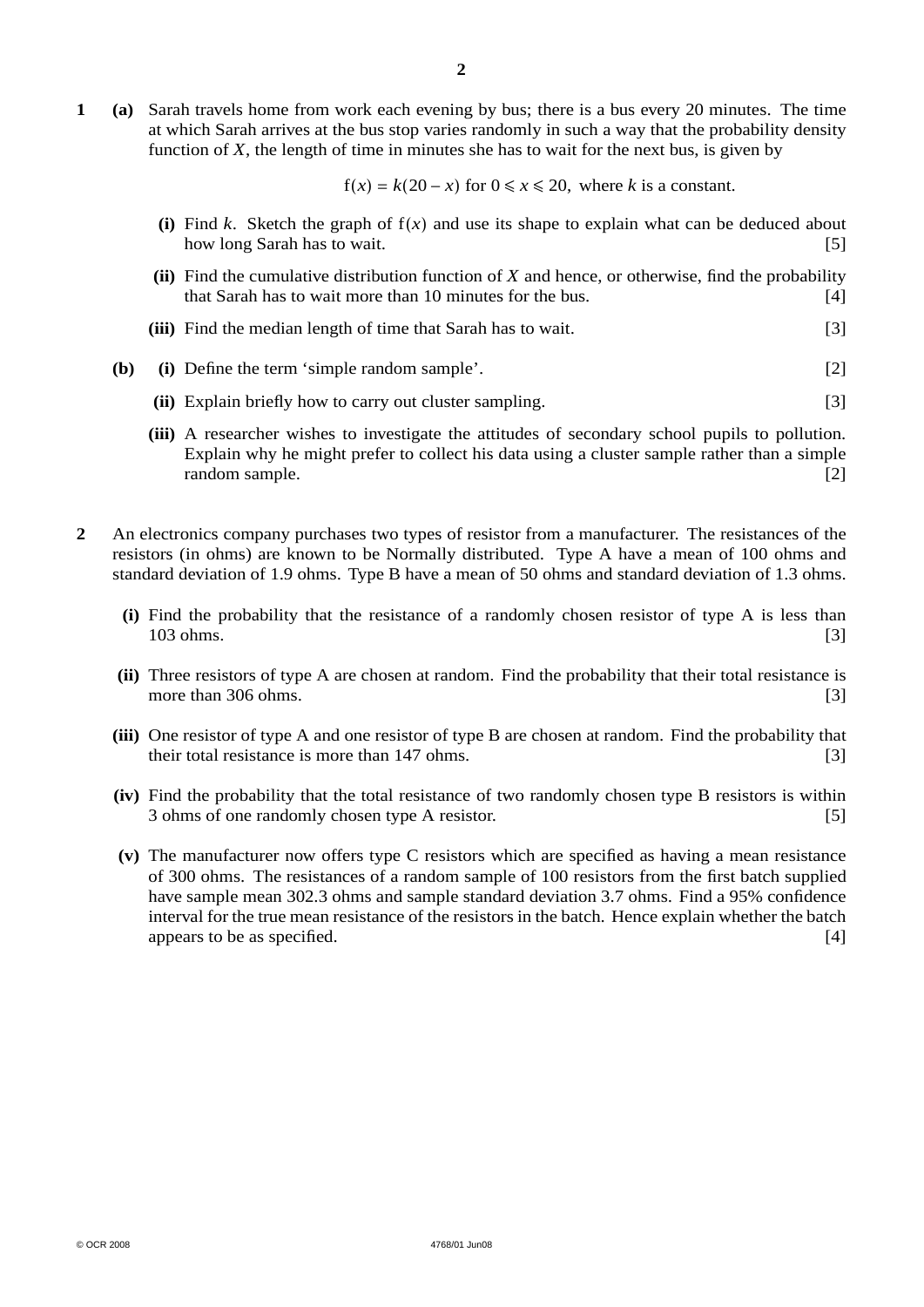**1** **(a)** Sarah travels home from work each evening by bus; there is a bus every 20 minutes. The time at which Sarah arrives at the bus stop varies randomly in such a way that the probability density function of $X$, the length of time in minutes she has to wait for the next bus, is given by

$$\mathrm{f}(x) = k(20 - x) \text{ for } 0 \leqslant x \leqslant 20, \text{ where } k \text{ is a constant.}$$

**(i)** Find $k$. Sketch the graph of $\mathrm{f}(x)$ and use its shape to explain what can be deduced about how long Sarah has to wait. [5]

**(ii)** Find the cumulative distribution function of $X$ and hence, or otherwise, find the probability that Sarah has to wait more than 10 minutes for the bus. [4]

**(iii)** Find the median length of time that Sarah has to wait. [3]

**(b)** **(i)** Define the term 'simple random sample'. [2]

**(ii)** Explain briefly how to carry out cluster sampling. [3]

**(iii)** A researcher wishes to investigate the attitudes of secondary school pupils to pollution. Explain why he might prefer to collect his data using a cluster sample rather than a simple random sample. [2]

**2** An electronics company purchases two types of resistor from a manufacturer. The resistances of the resistors (in ohms) are known to be Normally distributed. Type A have a mean of 100 ohms and standard deviation of 1.9 ohms. Type B have a mean of 50 ohms and standard deviation of 1.3 ohms.

**(i)** Find the probability that the resistance of a randomly chosen resistor of type A is less than 103 ohms. [3]

**(ii)** Three resistors of type A are chosen at random. Find the probability that their total resistance is more than 306 ohms. [3]

**(iii)** One resistor of type A and one resistor of type B are chosen at random. Find the probability that their total resistance is more than 147 ohms. [3]

**(iv)** Find the probability that the total resistance of two randomly chosen type B resistors is within 3 ohms of one randomly chosen type A resistor. [5]

**(v)** The manufacturer now offers type C resistors which are specified as having a mean resistance of 300 ohms. The resistances of a random sample of 100 resistors from the first batch supplied have sample mean 302.3 ohms and sample standard deviation 3.7 ohms. Find a 95% confidence interval for the true mean resistance of the resistors in the batch. Hence explain whether the batch appears to be as specified. [4]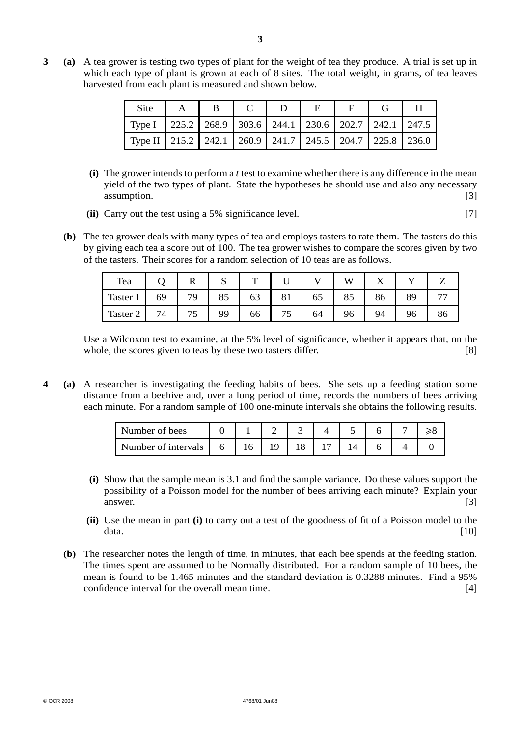**3** **(a)** A tea grower is testing two types of plant for the weight of tea they produce. A trial is set up in which each type of plant is grown at each of 8 sites. The total weight, in grams, of tea leaves harvested from each plant is measured and shown below.

| Site | A | B | C | D | E | F | G | H |
|---|---|---|---|---|---|---|---|---|
| Type I | 225.2 | 268.9 | 303.6 | 244.1 | 230.6 | 202.7 | 242.1 | 247.5 |
| Type II | 215.2 | 242.1 | 260.9 | 241.7 | 245.5 | 204.7 | 225.8 | 236.0 |

**(i)** The grower intends to perform a *t* test to examine whether there is any difference in the mean yield of the two types of plant. State the hypotheses he should use and also any necessary assumption. [3]

**(ii)** Carry out the test using a 5% significance level. [7]

**(b)** The tea grower deals with many types of tea and employs tasters to rate them. The tasters do this by giving each tea a score out of 100. The tea grower wishes to compare the scores given by two of the tasters. Their scores for a random selection of 10 teas are as follows.

| Tea | Q | R | S | T | U | V | W | X | Y | Z |
|---|---|---|---|---|---|---|---|---|---|---|
| Taster 1 | 69 | 79 | 85 | 63 | 81 | 65 | 85 | 86 | 89 | 77 |
| Taster 2 | 74 | 75 | 99 | 66 | 75 | 64 | 96 | 94 | 96 | 86 |

Use a Wilcoxon test to examine, at the 5% level of significance, whether it appears that, on the whole, the scores given to teas by these two tasters differ. [8]

**4** **(a)** A researcher is investigating the feeding habits of bees. She sets up a feeding station some distance from a beehive and, over a long period of time, records the numbers of bees arriving each minute. For a random sample of 100 one-minute intervals she obtains the following results.

| Number of bees | 0 | 1 | 2 | 3 | 4 | 5 | 6 | 7 | $\geqslant 8$ |
|---|---|---|---|---|---|---|---|---|---|
| Number of intervals | 6 | 16 | 19 | 18 | 17 | 14 | 6 | 4 | 0 |

**(i)** Show that the sample mean is 3.1 and find the sample variance. Do these values support the possibility of a Poisson model for the number of bees arriving each minute? Explain your answer. [3]

**(ii)** Use the mean in part **(i)** to carry out a test of the goodness of fit of a Poisson model to the data. [10]

**(b)** The researcher notes the length of time, in minutes, that each bee spends at the feeding station. The times spent are assumed to be Normally distributed. For a random sample of 10 bees, the mean is found to be 1.465 minutes and the standard deviation is 0.3288 minutes. Find a 95% confidence interval for the overall mean time. [4]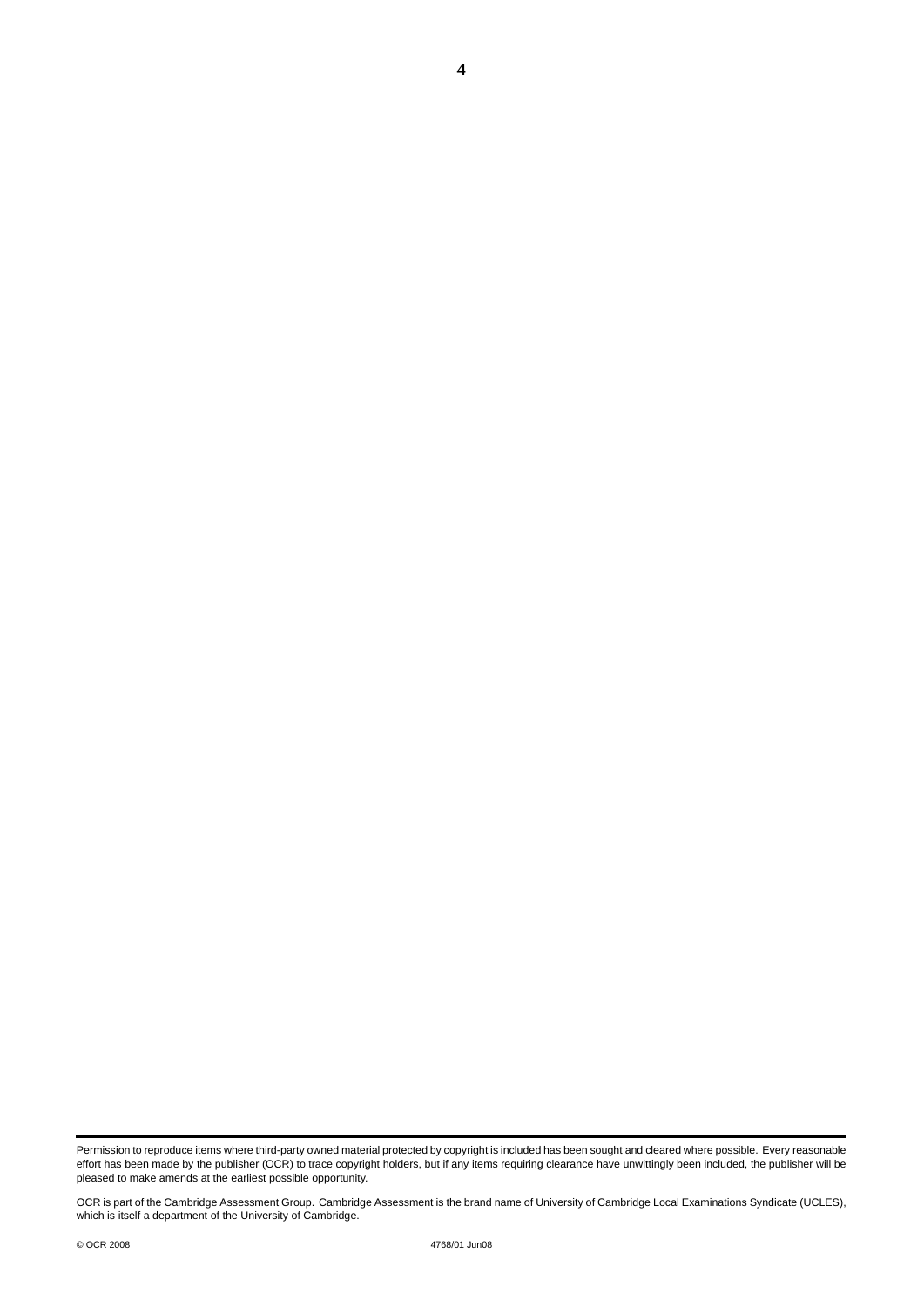Permission to reproduce items where third-party owned material protected by copyright is included has been sought and cleared where possible. Every reasonable effort has been made by the publisher (OCR) to trace copyright holders, but if any items requiring clearance have unwittingly been included, the publisher will be pleased to make amends at the earliest possible opportunity.

OCR is part of the Cambridge Assessment Group. Cambridge Assessment is the brand name of University of Cambridge Local Examinations Syndicate (UCLES), which is itself a department of the University of Cambridge.